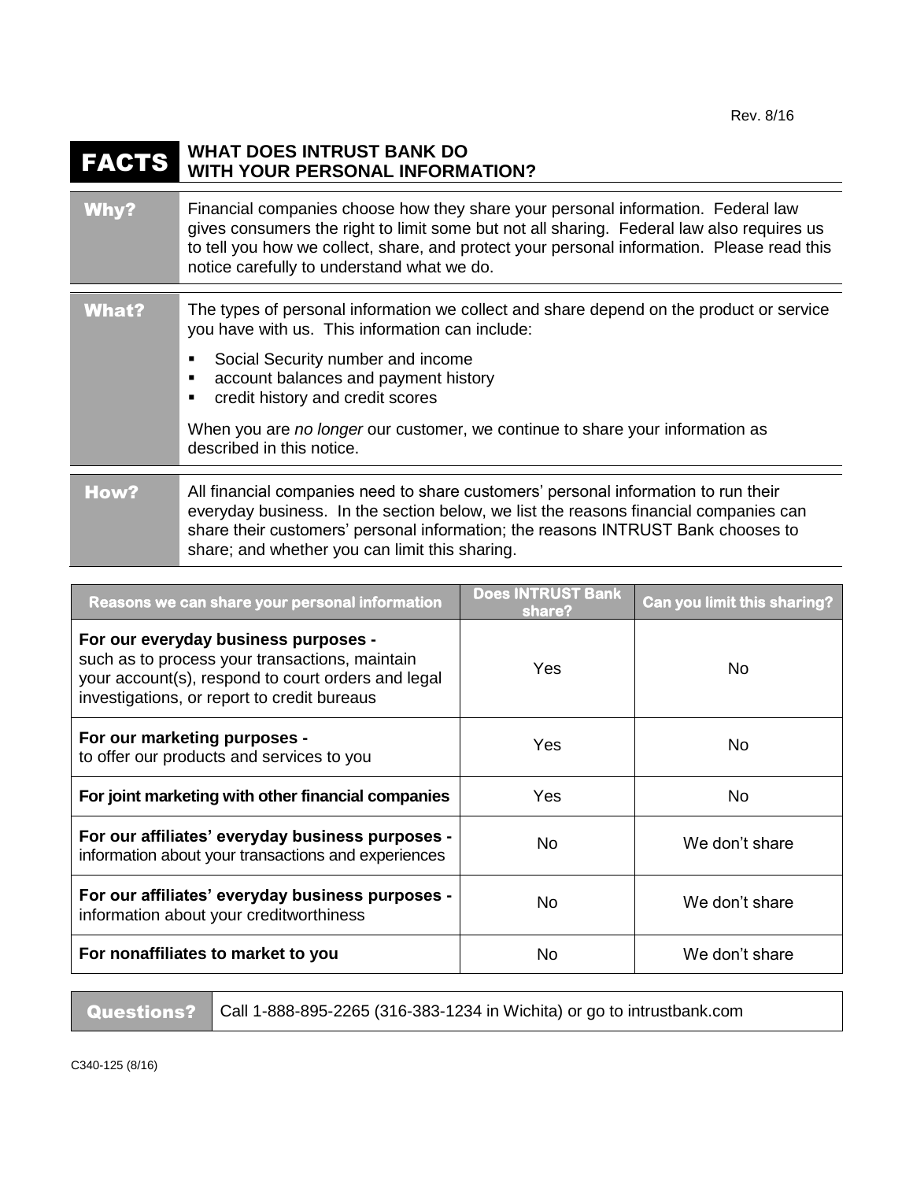Rev. 8/16

# FACTS — WHAT DOES INTRUST BANK DO WITH YOUR PERSONAL INFORMATION?

| | |
|---|---|
| **Why?** | Financial companies choose how they share your personal information. Federal law gives consumers the right to limit some but not all sharing. Federal law also requires us to tell you how we collect, share, and protect your personal information. Please read this notice carefully to understand what we do. |
| **What?** | The types of personal information we collect and share depend on the product or service you have with us. This information can include:<br>▪ Social Security number and income<br>▪ account balances and payment history<br>▪ credit history and credit scores<br><br>When you are *no longer* our customer, we continue to share your information as described in this notice. |
| **How?** | All financial companies need to share customers' personal information to run their everyday business. In the section below, we list the reasons financial companies can share their customers' personal information; the reasons INTRUST Bank chooses to share; and whether you can limit this sharing. |

| Reasons we can share your personal information | Does INTRUST Bank share? | Can you limit this sharing? |
|---|---|---|
| **For our everyday business purposes -** such as to process your transactions, maintain your account(s), respond to court orders and legal investigations, or report to credit bureaus | Yes | No |
| **For our marketing purposes -** to offer our products and services to you | Yes | No |
| **For joint marketing with other financial companies** | Yes | No |
| **For our affiliates' everyday business purposes -** information about your transactions and experiences | No | We don't share |
| **For our affiliates' everyday business purposes -** information about your creditworthiness | No | We don't share |
| **For nonaffiliates to market to you** | No | We don't share |

| | |
|---|---|
| **Questions?** | Call 1-888-895-2265 (316-383-1234 in Wichita) or go to intrustbank.com |

C340-125 (8/16)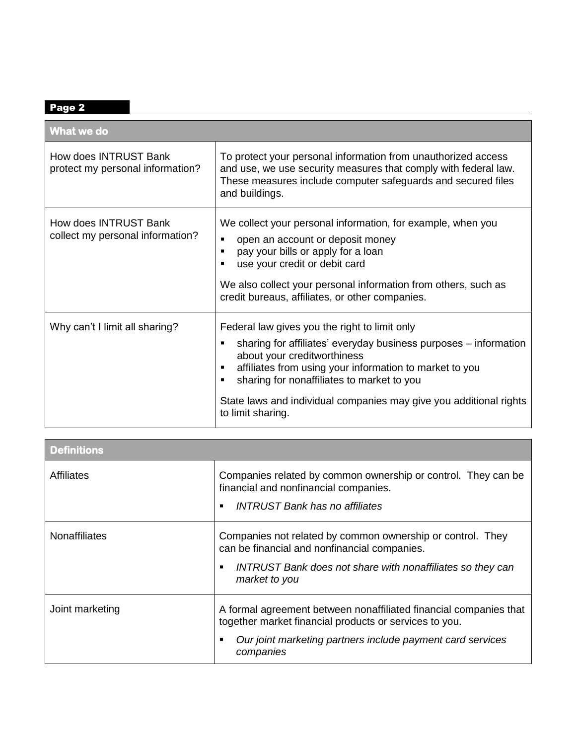**Page 2**

| What we do | |
|---|---|
| How does INTRUST Bank protect my personal information? | To protect your personal information from unauthorized access and use, we use security measures that comply with federal law. These measures include computer safeguards and secured files and buildings. |
| How does INTRUST Bank collect my personal information? | We collect your personal information, for example, when you<br>▪ open an account or deposit money<br>▪ pay your bills or apply for a loan<br>▪ use your credit or debit card<br><br>We also collect your personal information from others, such as credit bureaus, affiliates, or other companies. |
| Why can't I limit all sharing? | Federal law gives you the right to limit only<br>▪ sharing for affiliates' everyday business purposes – information about your creditworthiness<br>▪ affiliates from using your information to market to you<br>▪ sharing for nonaffiliates to market to you<br><br>State laws and individual companies may give you additional rights to limit sharing. |

| Definitions | |
|---|---|
| Affiliates | Companies related by common ownership or control. They can be financial and nonfinancial companies.<br>▪ *INTRUST Bank has no affiliates* |
| Nonaffiliates | Companies not related by common ownership or control. They can be financial and nonfinancial companies.<br>▪ *INTRUST Bank does not share with nonaffiliates so they can market to you* |
| Joint marketing | A formal agreement between nonaffiliated financial companies that together market financial products or services to you.<br>▪ *Our joint marketing partners include payment card services companies* |